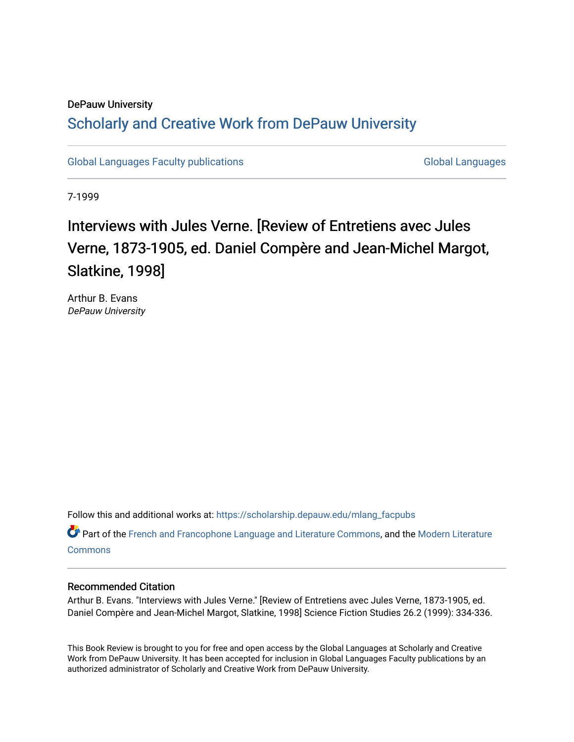DePauw University

## Scholarly and Creative Work from DePauw University

Global Languages Faculty publications | Global Languages

7-1999

# Interviews with Jules Verne. [Review of Entretiens avec Jules Verne, 1873-1905, ed. Daniel Compère and Jean-Michel Margot, Slatkine, 1998]

Arthur B. Evans
*DePauw University*

Follow this and additional works at: https://scholarship.depauw.edu/mlang_facpubs

Part of the French and Francophone Language and Literature Commons, and the Modern Literature Commons

### Recommended Citation

Arthur B. Evans. "Interviews with Jules Verne." [Review of Entretiens avec Jules Verne, 1873-1905, ed. Daniel Compère and Jean-Michel Margot, Slatkine, 1998] Science Fiction Studies 26.2 (1999): 334-336.

This Book Review is brought to you for free and open access by the Global Languages at Scholarly and Creative Work from DePauw University. It has been accepted for inclusion in Global Languages Faculty publications by an authorized administrator of Scholarly and Creative Work from DePauw University.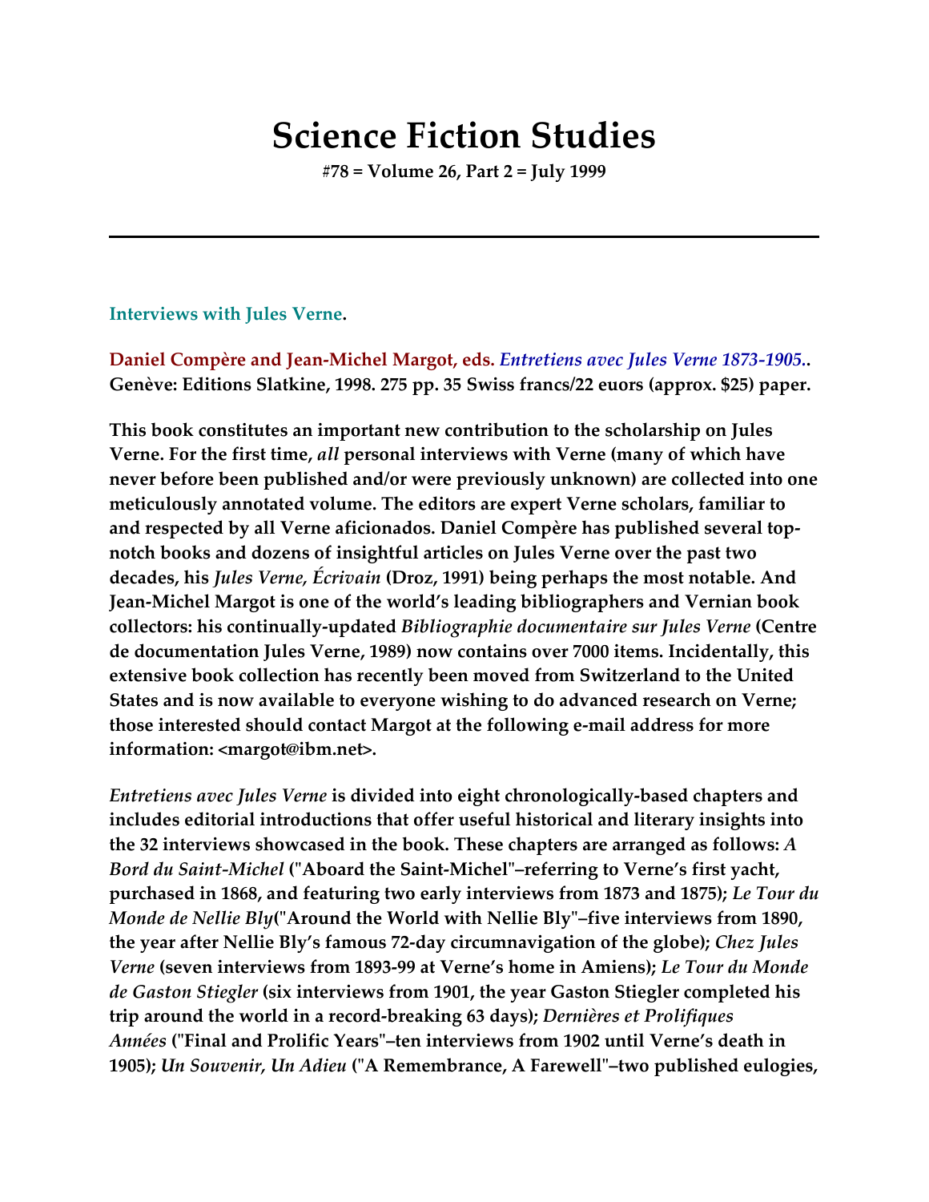# Science Fiction Studies

**#78 = Volume 26, Part 2 = July 1999**

---

**Interviews with Jules Verne.**

**Daniel Compère and Jean-Michel Margot, eds.** ***Entretiens avec Jules Verne 1873-1905.*.** **Genève: Editions Slatkine, 1998. 275 pp. 35 Swiss francs/22 euors (approx. $25) paper.**

**This book constitutes an important new contribution to the scholarship on Jules Verne. For the first time, *all* personal interviews with Verne (many of which have never before been published and/or were previously unknown) are collected into one meticulously annotated volume. The editors are expert Verne scholars, familiar to and respected by all Verne aficionados. Daniel Compère has published several top-notch books and dozens of insightful articles on Jules Verne over the past two decades, his *Jules Verne, Écrivain* (Droz, 1991) being perhaps the most notable. And Jean-Michel Margot is one of the world's leading bibliographers and Vernian book collectors: his continually-updated *Bibliographie documentaire sur Jules Verne* (Centre de documentation Jules Verne, 1989) now contains over 7000 items. Incidentally, this extensive book collection has recently been moved from Switzerland to the United States and is now available to everyone wishing to do advanced research on Verne; those interested should contact Margot at the following e-mail address for more information: <margot@ibm.net>.**

***Entretiens avec Jules Verne* is divided into eight chronologically-based chapters and includes editorial introductions that offer useful historical and literary insights into the 32 interviews showcased in the book. These chapters are arranged as follows: *A Bord du Saint-Michel* ("Aboard the Saint-Michel"–referring to Verne's first yacht, purchased in 1868, and featuring two early interviews from 1873 and 1875); *Le Tour du Monde de Nellie Bly*("Around the World with Nellie Bly"–five interviews from 1890, the year after Nellie Bly's famous 72-day circumnavigation of the globe); *Chez Jules Verne* (seven interviews from 1893-99 at Verne's home in Amiens); *Le Tour du Monde de Gaston Stiegler* (six interviews from 1901, the year Gaston Stiegler completed his trip around the world in a record-breaking 63 days); *Dernières et Prolifiques Années* ("Final and Prolific Years"–ten interviews from 1902 until Verne's death in 1905); *Un Souvenir, Un Adieu* ("A Remembrance, A Farewell"–two published eulogies,**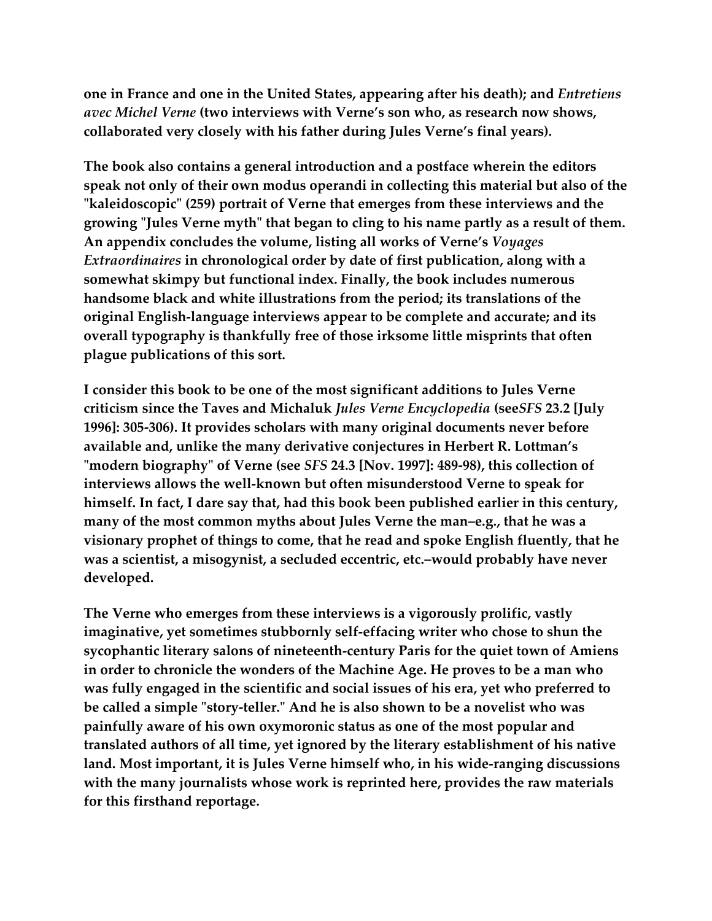one in France and one in the United States, appearing after his death); and *Entretiens avec Michel Verne* (two interviews with Verne's son who, as research now shows, collaborated very closely with his father during Jules Verne's final years).

The book also contains a general introduction and a postface wherein the editors speak not only of their own modus operandi in collecting this material but also of the "kaleidoscopic" (259) portrait of Verne that emerges from these interviews and the growing "Jules Verne myth" that began to cling to his name partly as a result of them. An appendix concludes the volume, listing all works of Verne's *Voyages Extraordinaires* in chronological order by date of first publication, along with a somewhat skimpy but functional index. Finally, the book includes numerous handsome black and white illustrations from the period; its translations of the original English-language interviews appear to be complete and accurate; and its overall typography is thankfully free of those irksome little misprints that often plague publications of this sort.

I consider this book to be one of the most significant additions to Jules Verne criticism since the Taves and Michaluk *Jules Verne Encyclopedia* (see*SFS* 23.2 [July 1996]: 305-306). It provides scholars with many original documents never before available and, unlike the many derivative conjectures in Herbert R. Lottman's "modern biography" of Verne (see *SFS* 24.3 [Nov. 1997]: 489-98), this collection of interviews allows the well-known but often misunderstood Verne to speak for himself. In fact, I dare say that, had this book been published earlier in this century, many of the most common myths about Jules Verne the man–e.g., that he was a visionary prophet of things to come, that he read and spoke English fluently, that he was a scientist, a misogynist, a secluded eccentric, etc.–would probably have never developed.

The Verne who emerges from these interviews is a vigorously prolific, vastly imaginative, yet sometimes stubbornly self-effacing writer who chose to shun the sycophantic literary salons of nineteenth-century Paris for the quiet town of Amiens in order to chronicle the wonders of the Machine Age. He proves to be a man who was fully engaged in the scientific and social issues of his era, yet who preferred to be called a simple "story-teller." And he is also shown to be a novelist who was painfully aware of his own oxymoronic status as one of the most popular and translated authors of all time, yet ignored by the literary establishment of his native land. Most important, it is Jules Verne himself who, in his wide-ranging discussions with the many journalists whose work is reprinted here, provides the raw materials for this firsthand reportage.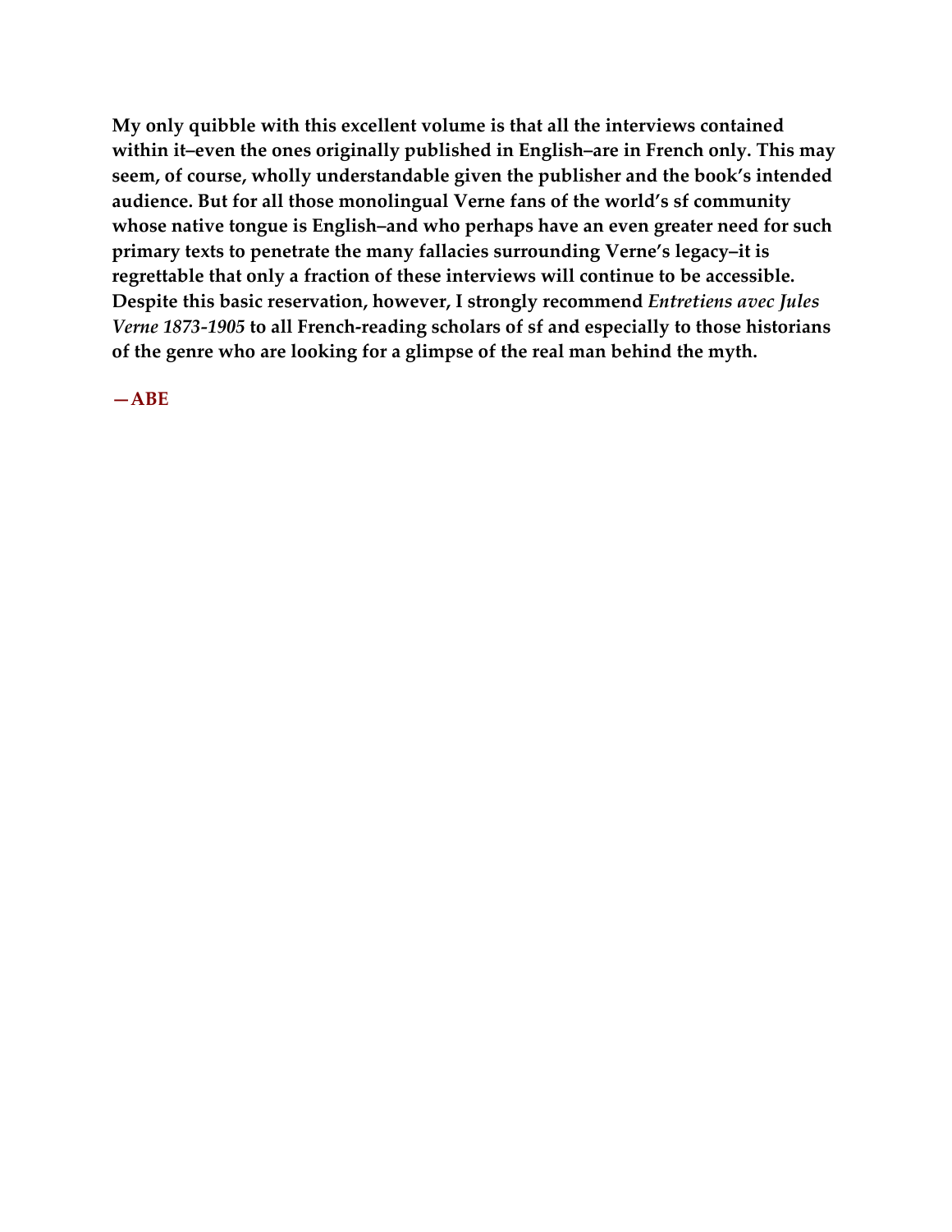**My only quibble with this excellent volume is that all the interviews contained within it–even the ones originally published in English–are in French only. This may seem, of course, wholly understandable given the publisher and the book's intended audience. But for all those monolingual Verne fans of the world's sf community whose native tongue is English–and who perhaps have an even greater need for such primary texts to penetrate the many fallacies surrounding Verne's legacy–it is regrettable that only a fraction of these interviews will continue to be accessible. Despite this basic reservation, however, I strongly recommend *Entretiens avec Jules Verne 1873-1905* to all French-reading scholars of sf and especially to those historians of the genre who are looking for a glimpse of the real man behind the myth.**

**—ABE**